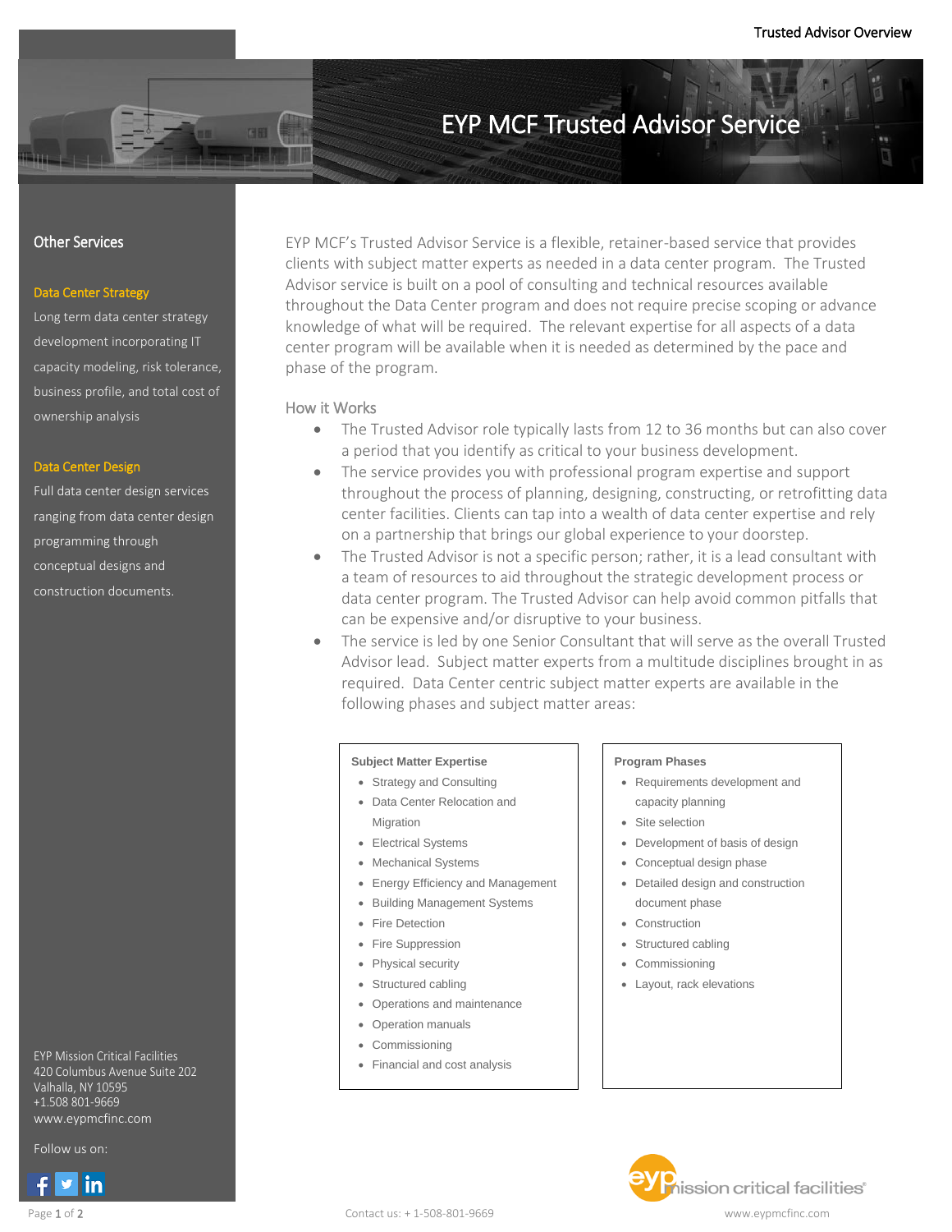# EYP MCF Trusted Advisor Service

EYP MCF's Trusted Advisor Service is a flexible, retainer-based service that provides clients with subject matter experts as needed in a data center program. The Trusted Advisor service is built on a pool of consulting and technical resources available throughout the Data Center program and does not require precise scoping or advance knowledge of what will be required. The relevant expertise for all aspects of a data center program will be available when it is needed as determined by the pace and phase of the program.

## How it Works

- The Trusted Advisor role typically lasts from 12 to 36 months but can also cover a period that you identify as critical to your business development.
- The service provides you with professional program expertise and support throughout the process of planning, designing, constructing, or retrofitting data center facilities. Clients can tap into a wealth of data center expertise and rely on a partnership that brings our global experience to your doorstep.
- The Trusted Advisor is not a specific person; rather, it is a lead consultant with a team of resources to aid throughout the strategic development process or data center program. The Trusted Advisor can help avoid common pitfalls that can be expensive and/or disruptive to your business.
- The service is led by one Senior Consultant that will serve as the overall Trusted Advisor lead. Subject matter experts from a multitude disciplines brought in as required. Data Center centric subject matter experts are available in the following phases and subject matter areas:

**Subject Matter Expertise**

- Strategy and Consulting
- Data Center Relocation and Migration
- Electrical Systems
- Mechanical Systems
- Energy Efficiency and Management
- Building Management Systems
- Fire Detection
- Fire Suppression
- Physical security
- Structured cabling
- Operations and maintenance
- Operation manuals
- Commissioning
- Financial and cost analysis

**Program Phases**

- Requirements development and capacity planning
- Site selection
- Development of basis of design
- Conceptual design phase
- Detailed design and construction document phase
- Construction
- Structured cabling
- Commissioning
- Layout, rack elevations

## Other Services

**Data Center Strategy**

Long term data center strategy development incorporating IT capacity modeling, risk tolerance, business profile, and total cost of ownership analysis

**Data Center Design**

Full data center design services ranging from data center design programming through conceptual designs and construction documents.

EYP Mission Critical Facilities
420 Columbus Avenue Suite 202
Valhalla, NY 10595
+1.508 801-9669
www.eypmcfinc.com

Follow us on:

Contact us: + 1-508-801-9669

www.eypmcfinc.com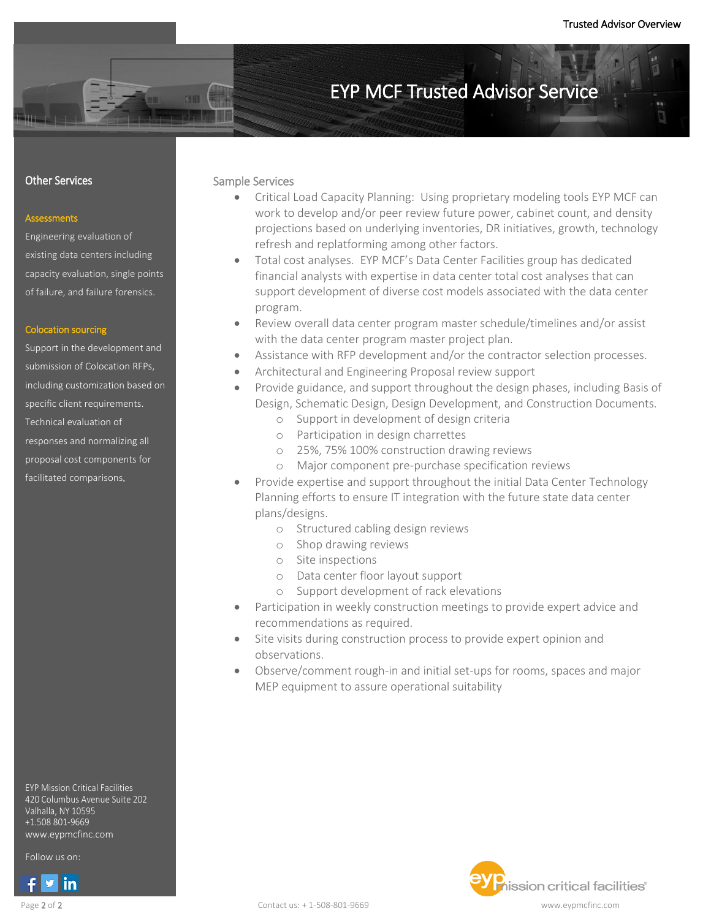# EYP MCF Trusted Advisor Service

## Other Services

### Assessments

Engineering evaluation of existing data centers including capacity evaluation, single points of failure, and failure forensics.

### Colocation sourcing

Support in the development and submission of Colocation RFPs, including customization based on specific client requirements. Technical evaluation of responses and normalizing all proposal cost components for facilitated comparisons.

EYP Mission Critical Facilities
420 Columbus Avenue Suite 202
Valhalla, NY 10595
+1.508 801-9669
www.eypmcfinc.com

Follow us on:

## Sample Services

- Critical Load Capacity Planning: Using proprietary modeling tools EYP MCF can work to develop and/or peer review future power, cabinet count, and density projections based on underlying inventories, DR initiatives, growth, technology refresh and replatforming among other factors.
- Total cost analyses. EYP MCF's Data Center Facilities group has dedicated financial analysts with expertise in data center total cost analyses that can support development of diverse cost models associated with the data center program.
- Review overall data center program master schedule/timelines and/or assist with the data center program master project plan.
- Assistance with RFP development and/or the contractor selection processes.
- Architectural and Engineering Proposal review support
- Provide guidance, and support throughout the design phases, including Basis of Design, Schematic Design, Design Development, and Construction Documents.
    - Support in development of design criteria
    - Participation in design charrettes
    - 25%, 75% 100% construction drawing reviews
    - Major component pre-purchase specification reviews
- Provide expertise and support throughout the initial Data Center Technology Planning efforts to ensure IT integration with the future state data center plans/designs.
    - Structured cabling design reviews
    - Shop drawing reviews
    - Site inspections
    - Data center floor layout support
    - Support development of rack elevations
- Participation in weekly construction meetings to provide expert advice and recommendations as required.
- Site visits during construction process to provide expert opinion and observations.
- Observe/comment rough-in and initial set-ups for rooms, spaces and major MEP equipment to assure operational suitability

Contact us: + 1-508-801-9669

www.eypmcfinc.com